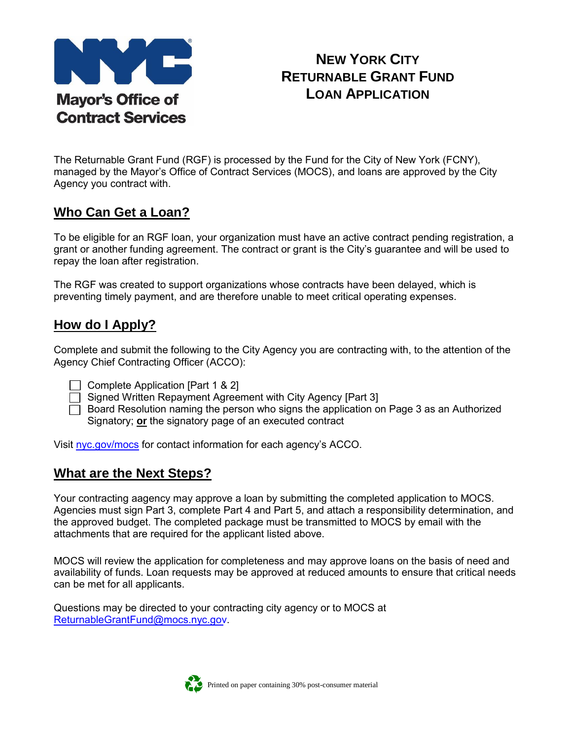Mayor's Office of Contract Services

# New York City Returnable Grant Fund Loan Application

The Returnable Grant Fund (RGF) is processed by the Fund for the City of New York (FCNY), managed by the Mayor's Office of Contract Services (MOCS), and loans are approved by the City Agency you contract with.

## Who Can Get a Loan?

To be eligible for an RGF loan, your organization must have an active contract pending registration, a grant or another funding agreement. The contract or grant is the City's guarantee and will be used to repay the loan after registration.

The RGF was created to support organizations whose contracts have been delayed, which is preventing timely payment, and are therefore unable to meet critical operating expenses.

## How do I Apply?

Complete and submit the following to the City Agency you are contracting with, to the attention of the Agency Chief Contracting Officer (ACCO):

- ☐ Complete Application [Part 1 & 2]
- ☐ Signed Written Repayment Agreement with City Agency [Part 3]
- ☐ Board Resolution naming the person who signs the application on Page 3 as an Authorized Signatory; **or** the signatory page of an executed contract

Visit nyc.gov/mocs for contact information for each agency's ACCO.

## What are the Next Steps?

Your contracting aagency may approve a loan by submitting the completed application to MOCS. Agencies must sign Part 3, complete Part 4 and Part 5, and attach a responsibility determination, and the approved budget. The completed package must be transmitted to MOCS by email with the attachments that are required for the applicant listed above.

MOCS will review the application for completeness and may approve loans on the basis of need and availability of funds. Loan requests may be approved at reduced amounts to ensure that critical needs can be met for all applicants.

Questions may be directed to your contracting city agency or to MOCS at ReturnableGrantFund@mocs.nyc.gov.

Printed on paper containing 30% post-consumer material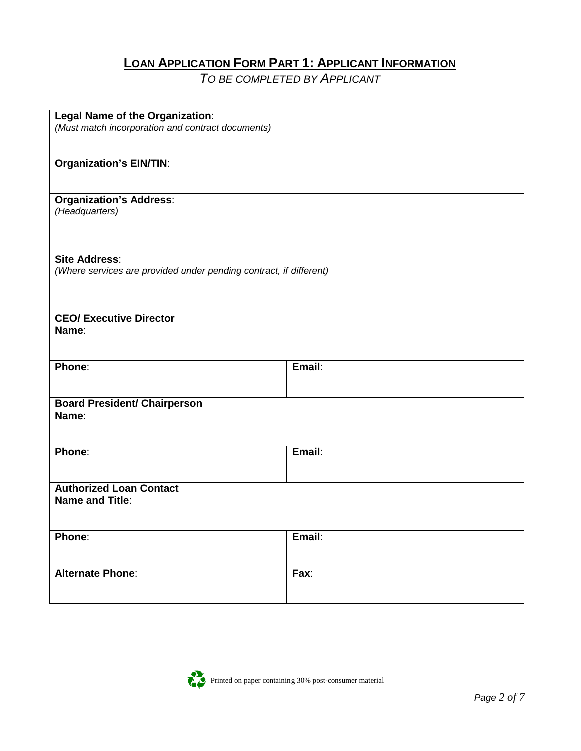## Loan Application Form Part 1: Applicant Information

*To be completed by Applicant*

| | |
|---|---|
| **Legal Name of the Organization**:<br>*(Must match incorporation and contract documents)* | |
| **Organization's EIN/TIN**: | |
| **Organization's Address**:<br>*(Headquarters)* | |
| **Site Address**:<br>*(Where services are provided under pending contract, if different)* | |
| **CEO/ Executive Director**<br>**Name**: | |
| **Phone**: | **Email**: |
| **Board President/ Chairperson**<br>**Name**: | |
| **Phone**: | **Email**: |
| **Authorized Loan Contact**<br>**Name and Title**: | |
| **Phone**: | **Email**: |
| **Alternate Phone**: | **Fax**: |

Printed on paper containing 30% post-consumer material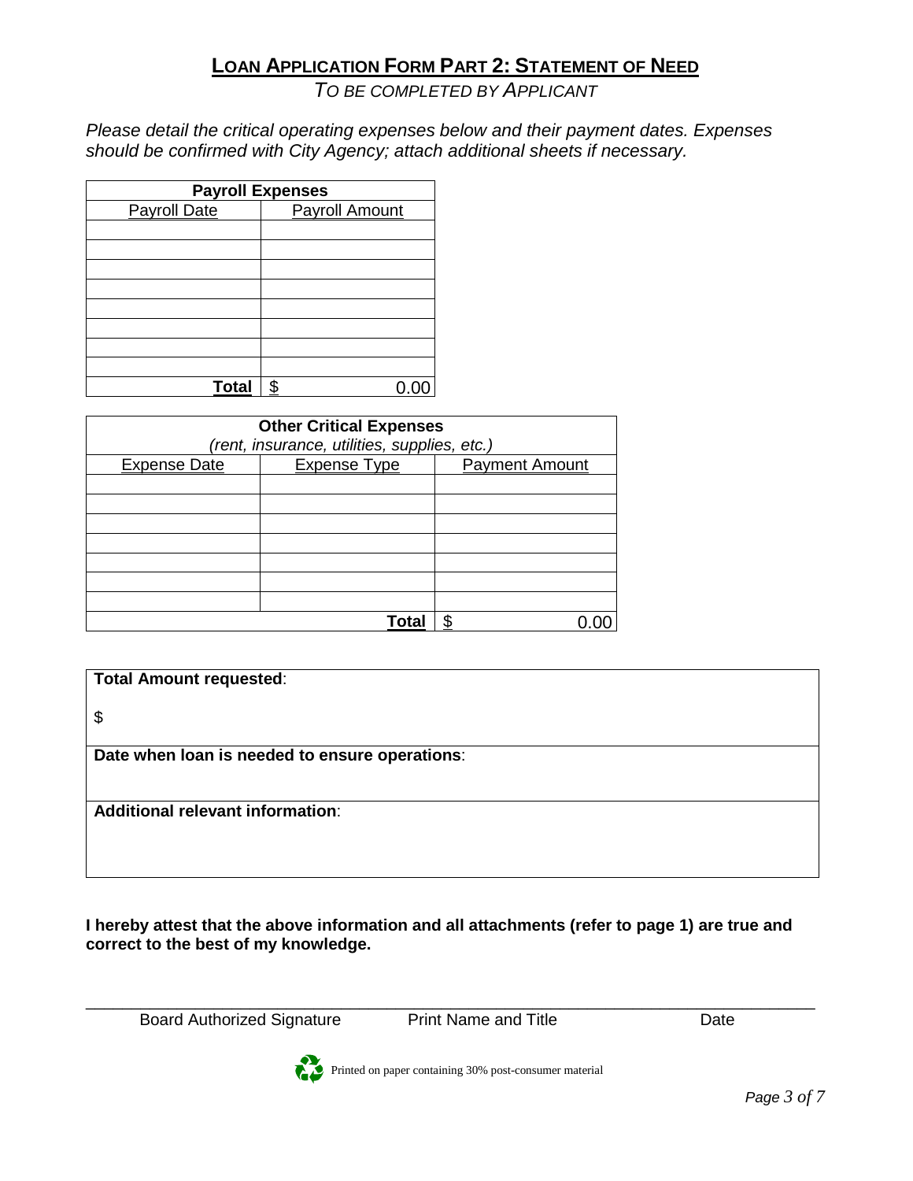## LOAN APPLICATION FORM PART 2: STATEMENT OF NEED

*TO BE COMPLETED BY APPLICANT*

*Please detail the critical operating expenses below and their payment dates. Expenses should be confirmed with City Agency; attach additional sheets if necessary.*

| **Payroll Expenses** | |
|---|---|
| Payroll Date | Payroll Amount |
| | |
| | |
| | |
| | |
| | |
| | |
| | |
| | |
| **Total** | $ 0.00 |

| **Other Critical Expenses** *(rent, insurance, utilities, supplies, etc.)* | | |
|---|---|---|
| Expense Date | Expense Type | Payment Amount |
| | | |
| | | |
| | | |
| | | |
| | | |
| | | |
| | | |
| | **Total** | $ 0.00 |

| **Total Amount requested**: <br> $ |
|---|
| **Date when loan is needed to ensure operations**: |
| **Additional relevant information**: |

**I hereby attest that the above information and all attachments (refer to page 1) are true and correct to the best of my knowledge.**

\_\_\_\_\_\_\_\_\_\_\_\_\_\_\_\_\_\_\_\_\_\_\_\_\_\_\_\_\_\_\_\_\_\_\_\_\_\_\_\_\_\_\_\_\_\_\_\_\_\_\_\_\_\_\_\_\_\_\_\_\_\_\_\_

Board Authorized Signature Print Name and Title Date

Printed on paper containing 30% post-consumer material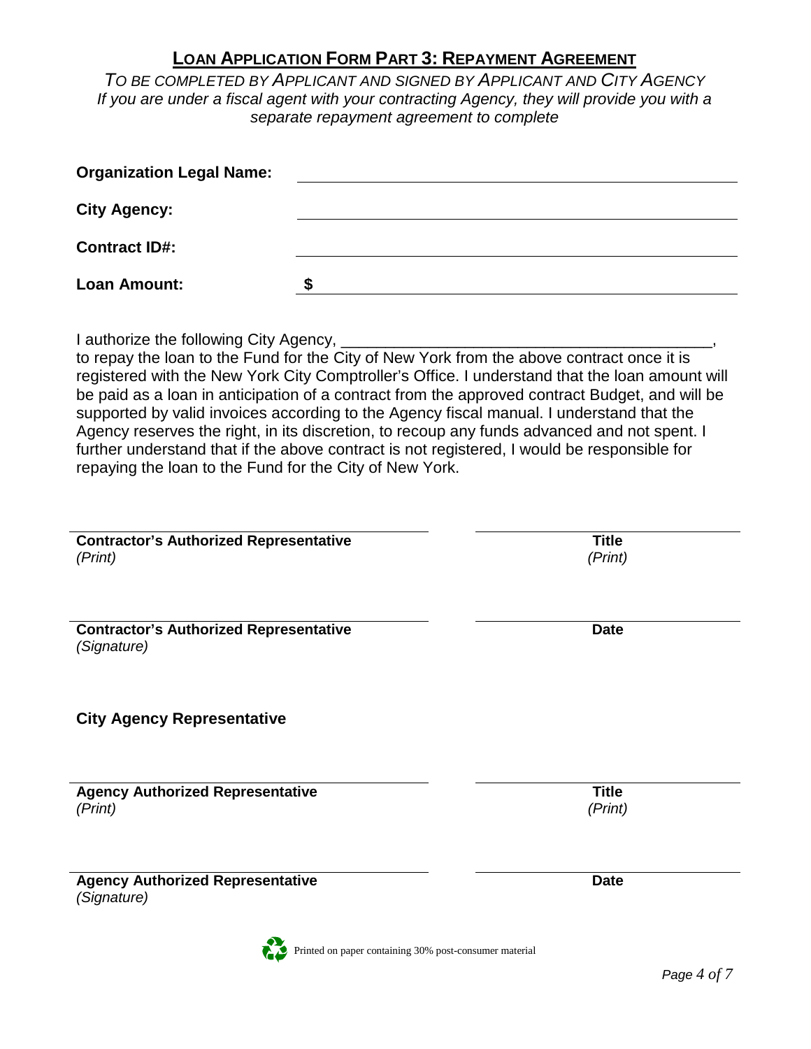## Loan Application Form Part 3: Repayment Agreement

*To be completed by Applicant and signed by Applicant and City Agency*
*If you are under a fiscal agent with your contracting Agency, they will provide you with a separate repayment agreement to complete*

**Organization Legal Name:** ______________________________

**City Agency:** ______________________________

**Contract ID#:** ______________________________

**Loan Amount:** **$** ______________________________

I authorize the following City Agency, ___________________________________________, to repay the loan to the Fund for the City of New York from the above contract once it is registered with the New York City Comptroller's Office. I understand that the loan amount will be paid as a loan in anticipation of a contract from the approved contract Budget, and will be supported by valid invoices according to the Agency fiscal manual. I understand that the Agency reserves the right, in its discretion, to recoup any funds advanced and not spent. I further understand that if the above contract is not registered, I would be responsible for repaying the loan to the Fund for the City of New York.

______________________________ ______________________________
**Contractor's Authorized Representative** *(Print)* **Title** *(Print)*

______________________________ ______________________________
**Contractor's Authorized Representative** *(Signature)* **Date**

**City Agency Representative**

______________________________ ______________________________
**Agency Authorized Representative** *(Print)* **Title** *(Print)*

______________________________ ______________________________
**Agency Authorized Representative** *(Signature)* **Date**

Printed on paper containing 30% post-consumer material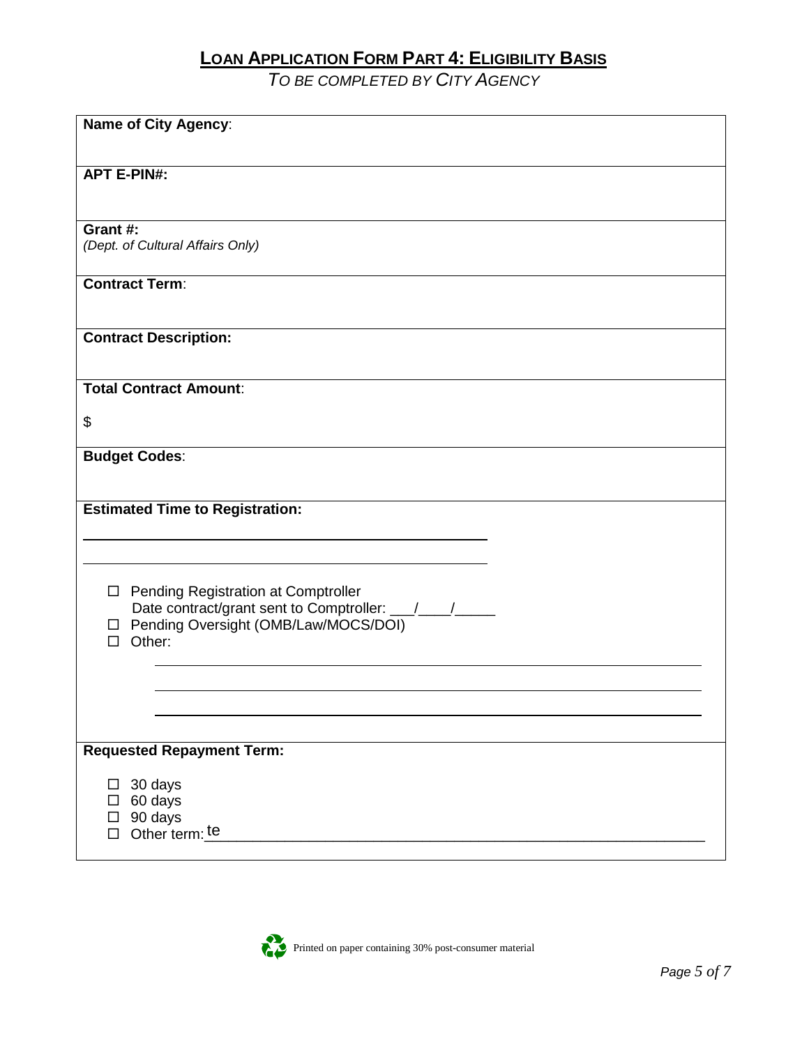## LOAN APPLICATION FORM PART 4: ELIGIBILITY BASIS

*TO BE COMPLETED BY CITY AGENCY*

**Name of City Agency**:

**APT E-PIN#:**

**Grant #:**
*(Dept. of Cultural Affairs Only)*

**Contract Term**:

**Contract Description:**

**Total Contract Amount**:

$

**Budget Codes**:

**Estimated Time to Registration:**

______________________________________________

______________________________________________

- ☐ Pending Registration at Comptroller
  Date contract/grant sent to Comptroller: ___/____/_____
- ☐ Pending Oversight (OMB/Law/MOCS/DOI)
- ☐ Other:

  ______________________________________________

  ______________________________________________

  ______________________________________________

**Requested Repayment Term:**

- ☐ 30 days
- ☐ 60 days
- ☐ 90 days
- ☐ Other term: te______________________________________________

Printed on paper containing 30% post-consumer material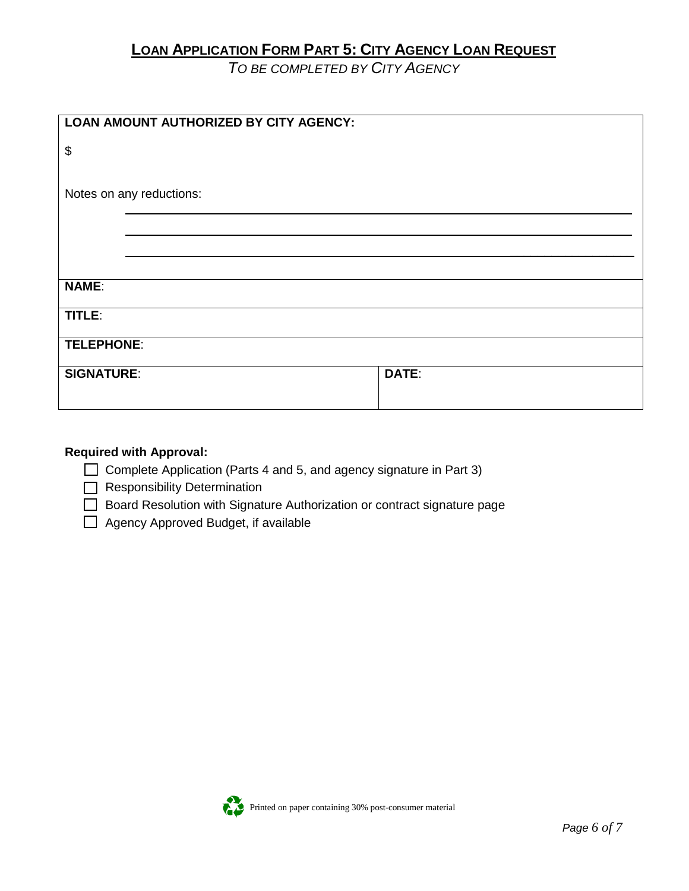## LOAN APPLICATION FORM PART 5: CITY AGENCY LOAN REQUEST

*TO BE COMPLETED BY CITY AGENCY*

| **LOAN AMOUNT AUTHORIZED BY CITY AGENCY:**<br><br>$<br><br>Notes on any reductions: ______________________<br>______________________<br>______________________ | |
|---|---|
| **NAME**: | |
| **TITLE**: | |
| **TELEPHONE**: | |
| **SIGNATURE**: | **DATE**: |

**Required with Approval:**

- ☐ Complete Application (Parts 4 and 5, and agency signature in Part 3)
- ☐ Responsibility Determination
- ☐ Board Resolution with Signature Authorization or contract signature page
- ☐ Agency Approved Budget, if available

Printed on paper containing 30% post-consumer material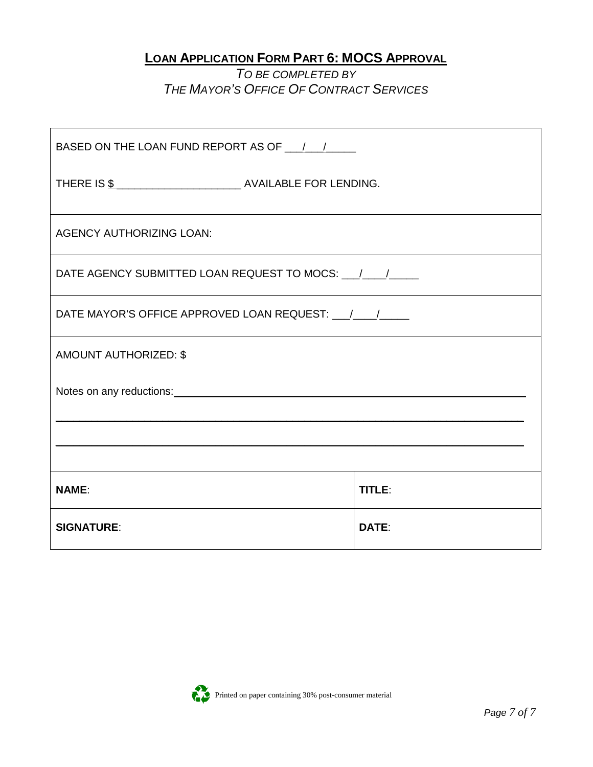## LOAN APPLICATION FORM PART 6: MOCS APPROVAL

*TO BE COMPLETED BY*
*THE MAYOR'S OFFICE OF CONTRACT SERVICES*

| | |
|---|---|
| BASED ON THE LOAN FUND REPORT AS OF ___/___/_____<br><br>THERE IS $_____________________ AVAILABLE FOR LENDING. | |
| AGENCY AUTHORIZING LOAN: | |
| DATE AGENCY SUBMITTED LOAN REQUEST TO MOCS: ___/____/_____ | |
| DATE MAYOR'S OFFICE APPROVED LOAN REQUEST: ___/____/_____ | |
| AMOUNT AUTHORIZED: $<br><br>Notes on any reductions: ________________________________________________<br>________________________________________________<br>________________________________________________ | |
| **NAME**: | **TITLE**: |
| **SIGNATURE**: | **DATE**: |

Printed on paper containing 30% post-consumer material